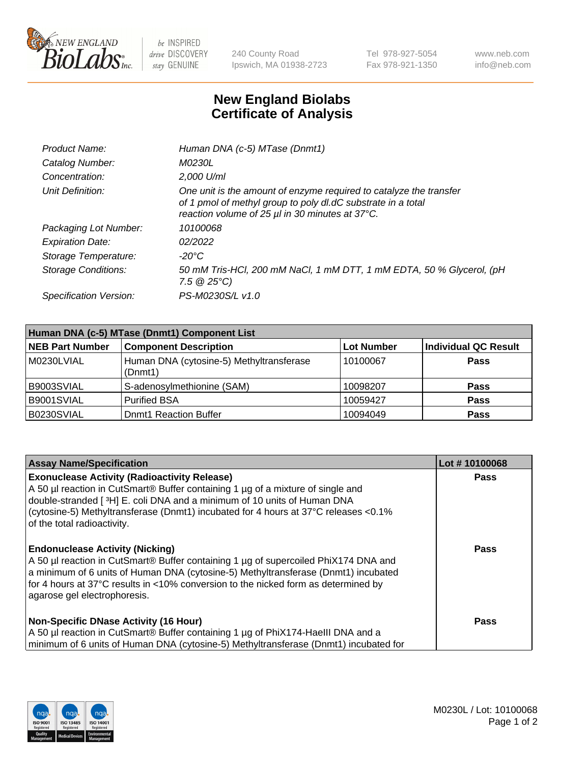# New England Biolabs
# Certificate of Analysis

| | |
|---|---|
| *Product Name:* | *Human DNA (c-5) MTase (Dnmt1)* |
| *Catalog Number:* | *M0230L* |
| *Concentration:* | *2,000 U/ml* |
| *Unit Definition:* | *One unit is the amount of enzyme required to catalyze the transfer of 1 pmol of methyl group to poly dI.dC substrate in a total reaction volume of 25 µl in 30 minutes at 37°C.* |
| *Packaging Lot Number:* | *10100068* |
| *Expiration Date:* | *02/2022* |
| *Storage Temperature:* | *-20°C* |
| *Storage Conditions:* | *50 mM Tris-HCl, 200 mM NaCl, 1 mM DTT, 1 mM EDTA, 50 % Glycerol, (pH 7.5 @ 25°C)* |
| *Specification Version:* | *PS-M0230S/L v1.0* |

| Human DNA (c-5) MTase (Dnmt1) Component List | | | |
|---|---|---|---|
| **NEB Part Number** | **Component Description** | **Lot Number** | **Individual QC Result** |
| M0230LVIAL | Human DNA (cytosine-5) Methyltransferase (Dnmt1) | 10100067 | **Pass** |
| B9003SVIAL | S-adenosylmethionine (SAM) | 10098207 | **Pass** |
| B9001SVIAL | Purified BSA | 10059427 | **Pass** |
| B0230SVIAL | Dnmt1 Reaction Buffer | 10094049 | **Pass** |

| Assay Name/Specification | Lot # 10100068 |
|---|---|
| **Exonuclease Activity (Radioactivity Release)**<br>A 50 µl reaction in CutSmart® Buffer containing 1 µg of a mixture of single and double-stranded [ $^3$H] E. coli DNA and a minimum of 10 units of Human DNA (cytosine-5) Methyltransferase (Dnmt1) incubated for 4 hours at 37°C releases <0.1% of the total radioactivity. | **Pass** |
| **Endonuclease Activity (Nicking)**<br>A 50 µl reaction in CutSmart® Buffer containing 1 µg of supercoiled PhiX174 DNA and a minimum of 6 units of Human DNA (cytosine-5) Methyltransferase (Dnmt1) incubated for 4 hours at 37°C results in <10% conversion to the nicked form as determined by agarose gel electrophoresis. | **Pass** |
| **Non-Specific DNase Activity (16 Hour)**<br>A 50 µl reaction in CutSmart® Buffer containing 1 µg of PhiX174-HaeIII DNA and a minimum of 6 units of Human DNA (cytosine-5) Methyltransferase (Dnmt1) incubated for | **Pass** |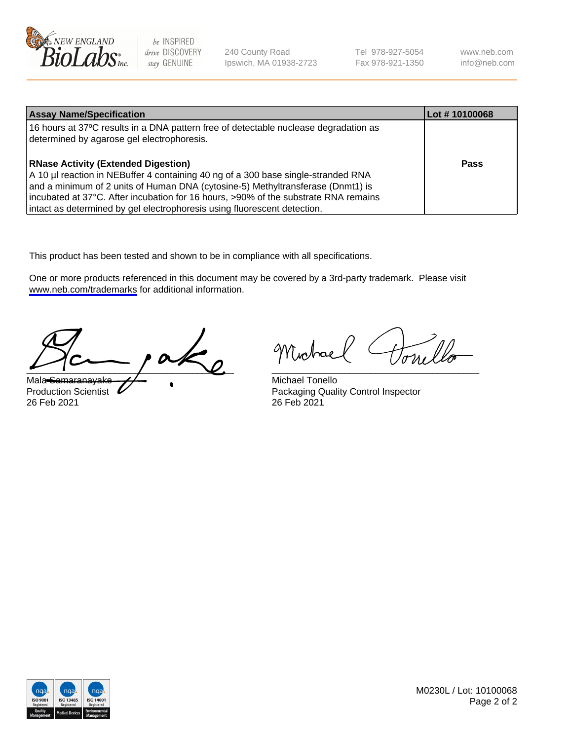| Assay Name/Specification | Lot # 10100068 |
|---|---|
| 16 hours at 37ºC results in a DNA pattern free of detectable nuclease degradation as determined by agarose gel electrophoresis. | |
| **RNase Activity (Extended Digestion)** A 10 µl reaction in NEBuffer 4 containing 40 ng of a 300 base single-stranded RNA and a minimum of 2 units of Human DNA (cytosine-5) Methyltransferase (Dnmt1) is incubated at 37°C. After incubation for 16 hours, >90% of the substrate RNA remains intact as determined by gel electrophoresis using fluorescent detection. | **Pass** |

This product has been tested and shown to be in compliance with all specifications.

One or more products referenced in this document may be covered by a 3rd-party trademark. Please visit www.neb.com/trademarks for additional information.

Mala Samaranayake
Production Scientist
26 Feb 2021

Michael Tonello
Packaging Quality Control Inspector
26 Feb 2021

M0230L / Lot: 10100068